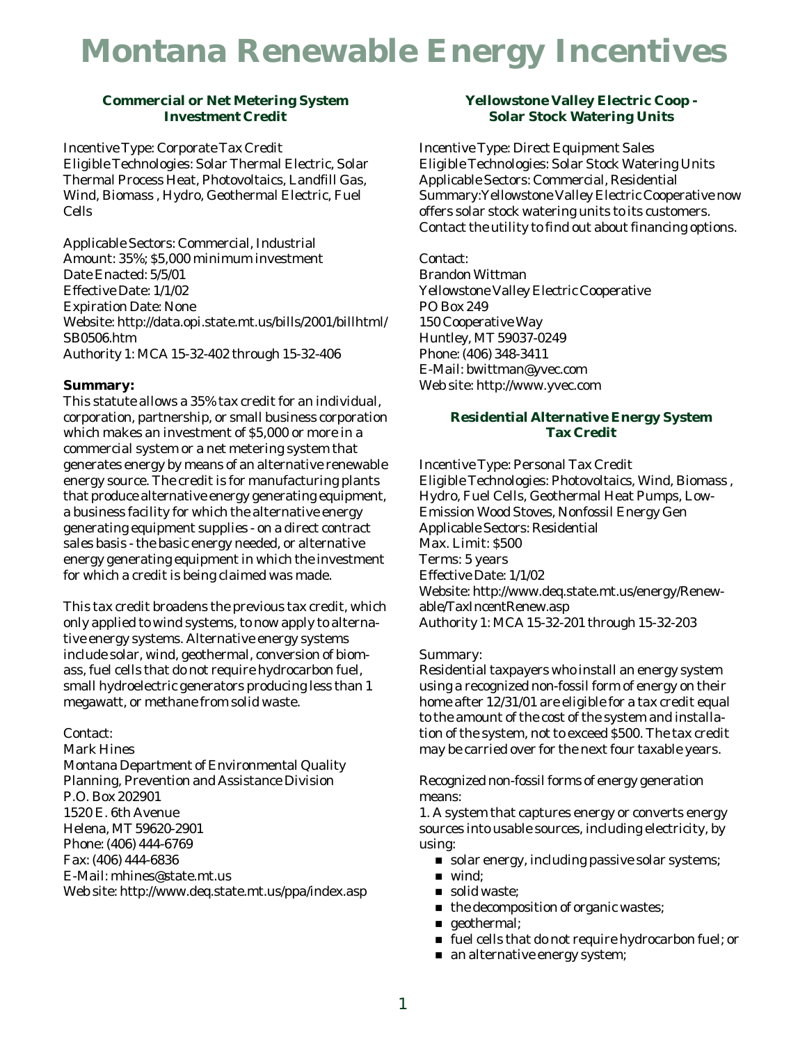# Montana Renewable Energy Incentives

## Commercial or Net Metering System Investment Credit

Incentive Type: Corporate Tax Credit
Eligible Technologies: Solar Thermal Electric, Solar Thermal Process Heat, Photovoltaics, Landfill Gas, Wind, Biomass , Hydro, Geothermal Electric, Fuel Cells

Applicable Sectors: Commercial, Industrial
Amount: 35%; $5,000 minimum investment
Date Enacted: 5/5/01
Effective Date: 1/1/02
Expiration Date: None
Website: http://data.opi.state.mt.us/bills/2001/billhtml/SB0506.htm
Authority 1: MCA 15-32-402 through 15-32-406

**Summary:**
This statute allows a 35% tax credit for an individual, corporation, partnership, or small business corporation which makes an investment of $5,000 or more in a commercial system or a net metering system that generates energy by means of an alternative renewable energy source. The credit is for manufacturing plants that produce alternative energy generating equipment, a business facility for which the alternative energy generating equipment supplies - on a direct contract sales basis - the basic energy needed, or alternative energy generating equipment in which the investment for which a credit is being claimed was made.

This tax credit broadens the previous tax credit, which only applied to wind systems, to now apply to alternative energy systems. Alternative energy systems include solar, wind, geothermal, conversion of biomass, fuel cells that do not require hydrocarbon fuel, small hydroelectric generators producing less than 1 megawatt, or methane from solid waste.

Contact:
Mark Hines
Montana Department of Environmental Quality
Planning, Prevention and Assistance Division
P.O. Box 202901
1520 E. 6th Avenue
Helena, MT 59620-2901
Phone: (406) 444-6769
Fax: (406) 444-6836
E-Mail: mhines@state.mt.us
Web site: http://www.deq.state.mt.us/ppa/index.asp

## Yellowstone Valley Electric Coop - Solar Stock Watering Units

Incentive Type: Direct Equipment Sales
Eligible Technologies: Solar Stock Watering Units
Applicable Sectors: Commercial, Residential
Summary:Yellowstone Valley Electric Cooperative now offers solar stock watering units to its customers. Contact the utility to find out about financing options.

Contact:
Brandon Wittman
Yellowstone Valley Electric Cooperative
PO Box 249
150 Cooperative Way
Huntley, MT 59037-0249
Phone: (406) 348-3411
E-Mail: bwittman@yvec.com
Web site: http://www.yvec.com

## Residential Alternative Energy System Tax Credit

Incentive Type: Personal Tax Credit
Eligible Technologies: Photovoltaics, Wind, Biomass , Hydro, Fuel Cells, Geothermal Heat Pumps, Low-Emission Wood Stoves, Nonfossil Energy Gen
Applicable Sectors: Residential
Max. Limit: $500
Terms: 5 years
Effective Date: 1/1/02
Website: http://www.deq.state.mt.us/energy/Renewable/TaxIncentRenew.asp
Authority 1: MCA 15-32-201 through 15-32-203

Summary:
Residential taxpayers who install an energy system using a recognized non-fossil form of energy on their home after 12/31/01 are eligible for a tax credit equal to the amount of the cost of the system and installation of the system, not to exceed $500. The tax credit may be carried over for the next four taxable years.

Recognized non-fossil forms of energy generation means:
1. A system that captures energy or converts energy sources into usable sources, including electricity, by using:

- solar energy, including passive solar systems;
- wind;
- solid waste;
- the decomposition of organic wastes;
- geothermal;
- fuel cells that do not require hydrocarbon fuel; or
- an alternative energy system;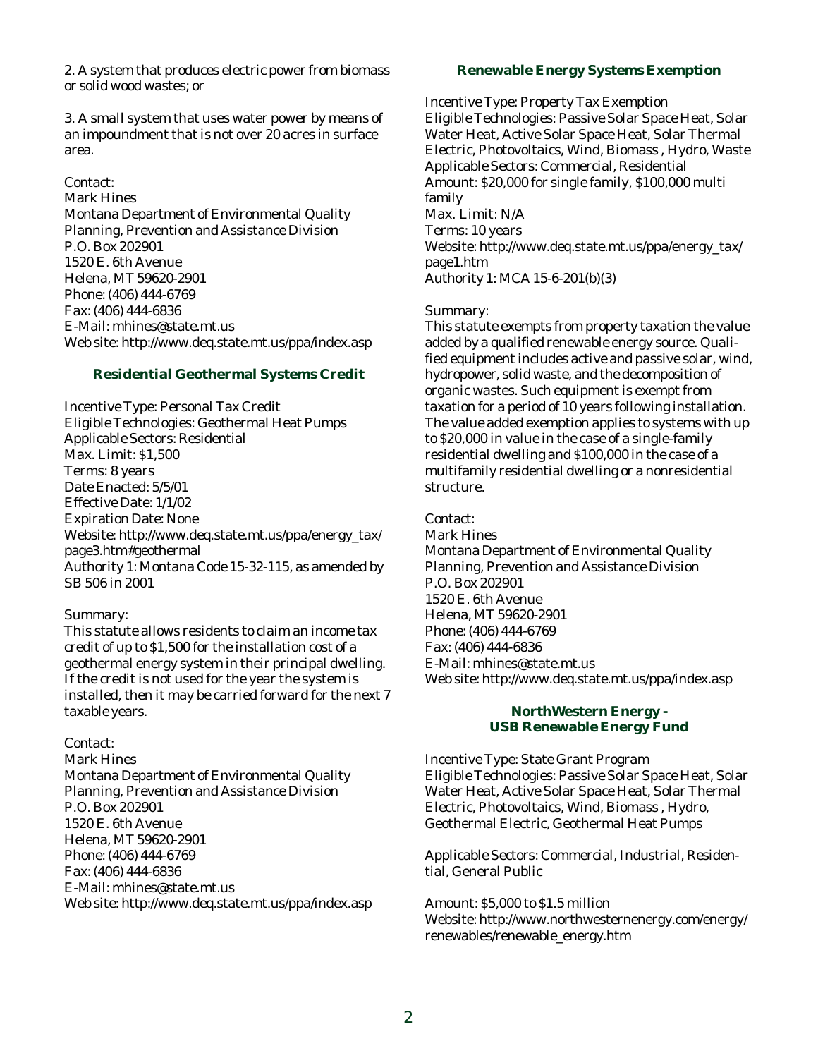2. A system that produces electric power from biomass or solid wood wastes; or

3. A small system that uses water power by means of an impoundment that is not over 20 acres in surface area.

Contact:
Mark Hines
Montana Department of Environmental Quality
Planning, Prevention and Assistance Division
P.O. Box 202901
1520 E. 6th Avenue
Helena, MT 59620-2901
Phone: (406) 444-6769
Fax: (406) 444-6836
E-Mail: mhines@state.mt.us
Web site: http://www.deq.state.mt.us/ppa/index.asp

### Residential Geothermal Systems Credit

Incentive Type: Personal Tax Credit
Eligible Technologies: Geothermal Heat Pumps
Applicable Sectors: Residential
Max. Limit: $1,500
Terms: 8 years
Date Enacted: 5/5/01
Effective Date: 1/1/02
Expiration Date: None
Website: http://www.deq.state.mt.us/ppa/energy_tax/page3.htm#geothermal
Authority 1: Montana Code 15-32-115, as amended by SB 506 in 2001

Summary:
This statute allows residents to claim an income tax credit of up to $1,500 for the installation cost of a geothermal energy system in their principal dwelling. If the credit is not used for the year the system is installed, then it may be carried forward for the next 7 taxable years.

Contact:
Mark Hines
Montana Department of Environmental Quality
Planning, Prevention and Assistance Division
P.O. Box 202901
1520 E. 6th Avenue
Helena, MT 59620-2901
Phone: (406) 444-6769
Fax: (406) 444-6836
E-Mail: mhines@state.mt.us
Web site: http://www.deq.state.mt.us/ppa/index.asp

### Renewable Energy Systems Exemption

Incentive Type: Property Tax Exemption
Eligible Technologies: Passive Solar Space Heat, Solar Water Heat, Active Solar Space Heat, Solar Thermal Electric, Photovoltaics, Wind, Biomass , Hydro, Waste
Applicable Sectors: Commercial, Residential
Amount: $20,000 for single family, $100,000 multi family
Max. Limit: N/A
Terms: 10 years
Website: http://www.deq.state.mt.us/ppa/energy_tax/page1.htm
Authority 1: MCA 15-6-201(b)(3)

Summary:
This statute exempts from property taxation the value added by a qualified renewable energy source. Qualified equipment includes active and passive solar, wind, hydropower, solid waste, and the decomposition of organic wastes. Such equipment is exempt from taxation for a period of 10 years following installation. The value added exemption applies to systems with up to $20,000 in value in the case of a single-family residential dwelling and $100,000 in the case of a multifamily residential dwelling or a nonresidential structure.

Contact:
Mark Hines
Montana Department of Environmental Quality
Planning, Prevention and Assistance Division
P.O. Box 202901
1520 E. 6th Avenue
Helena, MT 59620-2901
Phone: (406) 444-6769
Fax: (406) 444-6836
E-Mail: mhines@state.mt.us
Web site: http://www.deq.state.mt.us/ppa/index.asp

### NorthWestern Energy - USB Renewable Energy Fund

Incentive Type: State Grant Program
Eligible Technologies: Passive Solar Space Heat, Solar Water Heat, Active Solar Space Heat, Solar Thermal Electric, Photovoltaics, Wind, Biomass , Hydro, Geothermal Electric, Geothermal Heat Pumps

Applicable Sectors: Commercial, Industrial, Residential, General Public

Amount: $5,000 to $1.5 million
Website: http://www.northwesternenergy.com/energy/renewables/renewable_energy.htm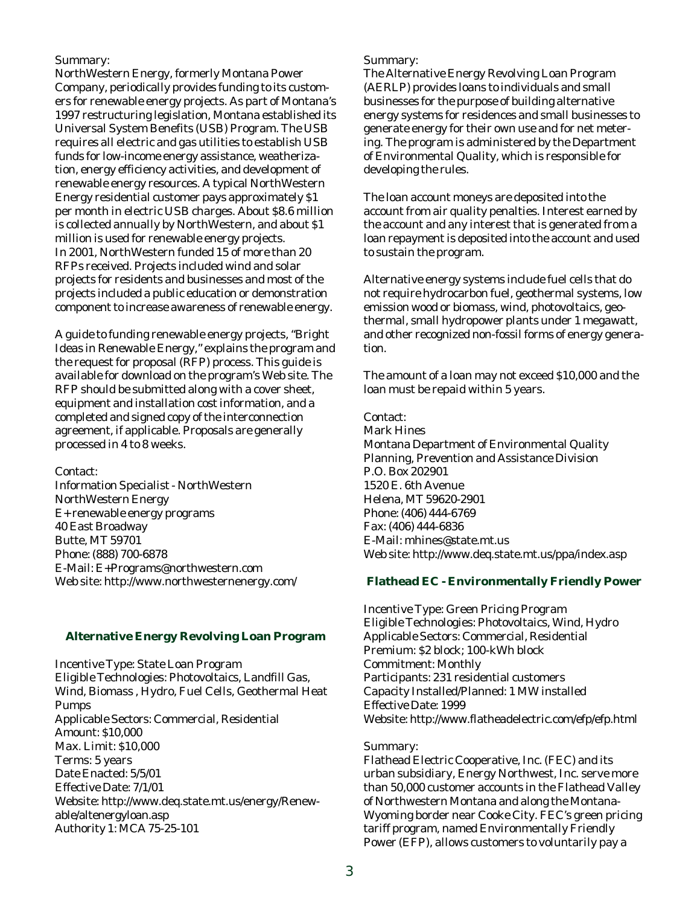Summary:
NorthWestern Energy, formerly Montana Power Company, periodically provides funding to its customers for renewable energy projects. As part of Montana's 1997 restructuring legislation, Montana established its Universal System Benefits (USB) Program. The USB requires all electric and gas utilities to establish USB funds for low-income energy assistance, weatherization, energy efficiency activities, and development of renewable energy resources. A typical NorthWestern Energy residential customer pays approximately $1 per month in electric USB charges. About $8.6 million is collected annually by NorthWestern, and about $1 million is used for renewable energy projects.
In 2001, NorthWestern funded 15 of more than 20 RFPs received. Projects included wind and solar projects for residents and businesses and most of the projects included a public education or demonstration component to increase awareness of renewable energy.

A guide to funding renewable energy projects, "Bright Ideas in Renewable Energy," explains the program and the request for proposal (RFP) process. This guide is available for download on the program's Web site. The RFP should be submitted along with a cover sheet, equipment and installation cost information, and a completed and signed copy of the interconnection agreement, if applicable. Proposals are generally processed in 4 to 8 weeks.

Contact:
Information Specialist - NorthWestern
NorthWestern Energy
E+ renewable energy programs
40 East Broadway
Butte, MT 59701
Phone: (888) 700-6878
E-Mail: E+Programs@northwestern.com
Web site: http://www.northwesternenergy.com/

### Alternative Energy Revolving Loan Program

Incentive Type: State Loan Program
Eligible Technologies: Photovoltaics, Landfill Gas, Wind, Biomass , Hydro, Fuel Cells, Geothermal Heat Pumps
Applicable Sectors: Commercial, Residential
Amount: $10,000
Max. Limit: $10,000
Terms: 5 years
Date Enacted: 5/5/01
Effective Date: 7/1/01
Website: http://www.deq.state.mt.us/energy/Renewable/altenergyloan.asp
Authority 1: MCA 75-25-101

Summary:
The Alternative Energy Revolving Loan Program (AERLP) provides loans to individuals and small businesses for the purpose of building alternative energy systems for residences and small businesses to generate energy for their own use and for net metering. The program is administered by the Department of Environmental Quality, which is responsible for developing the rules.

The loan account moneys are deposited into the account from air quality penalties. Interest earned by the account and any interest that is generated from a loan repayment is deposited into the account and used to sustain the program.

Alternative energy systems include fuel cells that do not require hydrocarbon fuel, geothermal systems, low emission wood or biomass, wind, photovoltaics, geothermal, small hydropower plants under 1 megawatt, and other recognized non-fossil forms of energy generation.

The amount of a loan may not exceed $10,000 and the loan must be repaid within 5 years.

Contact:
Mark Hines
Montana Department of Environmental Quality
Planning, Prevention and Assistance Division
P.O. Box 202901
1520 E. 6th Avenue
Helena, MT 59620-2901
Phone: (406) 444-6769
Fax: (406) 444-6836
E-Mail: mhines@state.mt.us
Web site: http://www.deq.state.mt.us/ppa/index.asp

### Flathead EC - Environmentally Friendly Power

Incentive Type: Green Pricing Program
Eligible Technologies: Photovoltaics, Wind, Hydro
Applicable Sectors: Commercial, Residential
Premium: $2 block; 100-kWh block
Commitment: Monthly
Participants: 231 residential customers
Capacity Installed/Planned: 1 MW installed
Effective Date: 1999
Website: http://www.flatheadelectric.com/efp/efp.html

Summary:
Flathead Electric Cooperative, Inc. (FEC) and its urban subsidiary, Energy Northwest, Inc. serve more than 50,000 customer accounts in the Flathead Valley of Northwestern Montana and along the Montana-Wyoming border near Cooke City. FEC's green pricing tariff program, named Environmentally Friendly Power (EFP), allows customers to voluntarily pay a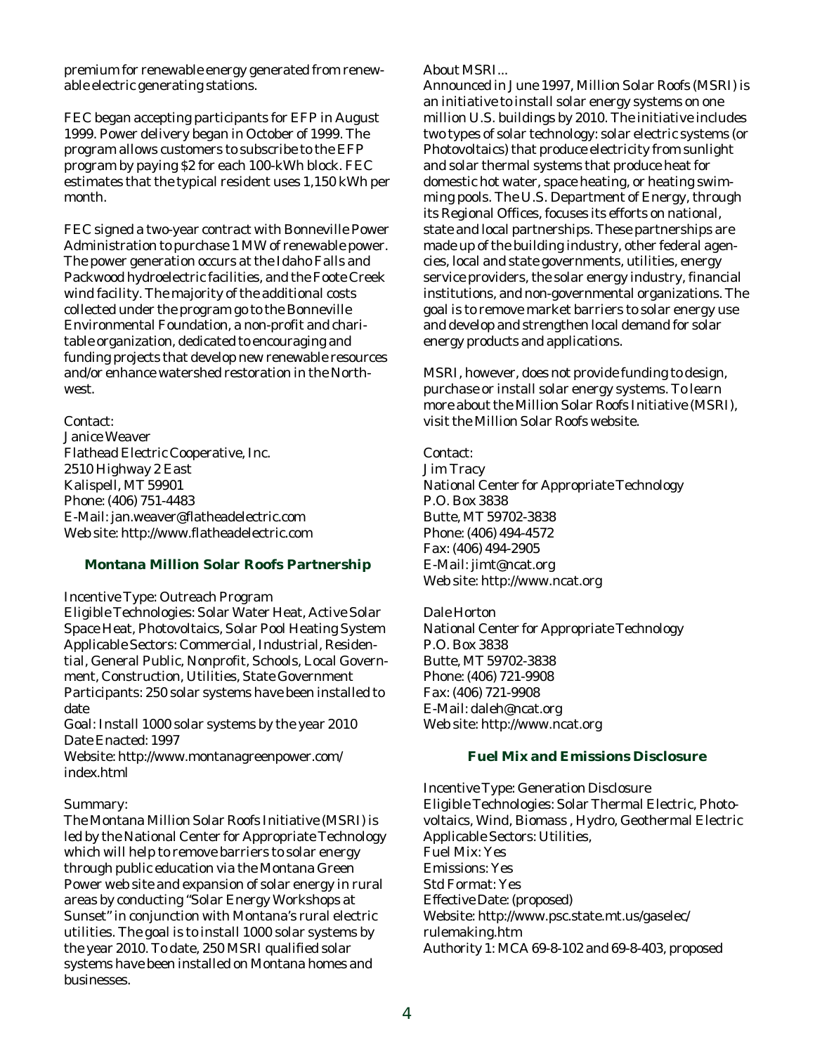premium for renewable energy generated from renewable electric generating stations.

FEC began accepting participants for EFP in August 1999. Power delivery began in October of 1999. The program allows customers to subscribe to the EFP program by paying $2 for each 100-kWh block. FEC estimates that the typical resident uses 1,150 kWh per month.

FEC signed a two-year contract with Bonneville Power Administration to purchase 1 MW of renewable power. The power generation occurs at the Idaho Falls and Packwood hydroelectric facilities, and the Foote Creek wind facility. The majority of the additional costs collected under the program go to the Bonneville Environmental Foundation, a non-profit and charitable organization, dedicated to encouraging and funding projects that develop new renewable resources and/or enhance watershed restoration in the Northwest.

Contact:
Janice Weaver
Flathead Electric Cooperative, Inc.
2510 Highway 2 East
Kalispell, MT 59901
Phone: (406) 751-4483
E-Mail: jan.weaver@flatheadelectric.com
Web site: http://www.flatheadelectric.com

### Montana Million Solar Roofs Partnership

Incentive Type: Outreach Program
Eligible Technologies: Solar Water Heat, Active Solar Space Heat, Photovoltaics, Solar Pool Heating System
Applicable Sectors: Commercial, Industrial, Residential, General Public, Nonprofit, Schools, Local Government, Construction, Utilities, State Government
Participants: 250 solar systems have been installed to date
Goal: Install 1000 solar systems by the year 2010
Date Enacted: 1997
Website: http://www.montanagreenpower.com/index.html

Summary:
The Montana Million Solar Roofs Initiative (MSRI) is led by the National Center for Appropriate Technology which will help to remove barriers to solar energy through public education via the Montana Green Power web site and expansion of solar energy in rural areas by conducting "Solar Energy Workshops at Sunset" in conjunction with Montana's rural electric utilities. The goal is to install 1000 solar systems by the year 2010. To date, 250 MSRI qualified solar systems have been installed on Montana homes and businesses.

About MSRI...
Announced in June 1997, Million Solar Roofs (MSRI) is an initiative to install solar energy systems on one million U.S. buildings by 2010. The initiative includes two types of solar technology: solar electric systems (or Photovoltaics) that produce electricity from sunlight and solar thermal systems that produce heat for domestic hot water, space heating, or heating swimming pools. The U.S. Department of Energy, through its Regional Offices, focuses its efforts on national, state and local partnerships. These partnerships are made up of the building industry, other federal agencies, local and state governments, utilities, energy service providers, the solar energy industry, financial institutions, and non-governmental organizations. The goal is to remove market barriers to solar energy use and develop and strengthen local demand for solar energy products and applications.

MSRI, however, does not provide funding to design, purchase or install solar energy systems. To learn more about the Million Solar Roofs Initiative (MSRI), visit the Million Solar Roofs website.

Contact:
Jim Tracy
National Center for Appropriate Technology
P.O. Box 3838
Butte, MT 59702-3838
Phone: (406) 494-4572
Fax: (406) 494-2905
E-Mail: jimt@ncat.org
Web site: http://www.ncat.org

Dale Horton
National Center for Appropriate Technology
P.O. Box 3838
Butte, MT 59702-3838
Phone: (406) 721-9908
Fax: (406) 721-9908
E-Mail: daleh@ncat.org
Web site: http://www.ncat.org

### Fuel Mix and Emissions Disclosure

Incentive Type: Generation Disclosure
Eligible Technologies: Solar Thermal Electric, Photovoltaics, Wind, Biomass , Hydro, Geothermal Electric
Applicable Sectors: Utilities,
Fuel Mix: Yes
Emissions: Yes
Std Format: Yes
Effective Date: (proposed)
Website: http://www.psc.state.mt.us/gaselec/rulemaking.htm
Authority 1: MCA 69-8-102 and 69-8-403, proposed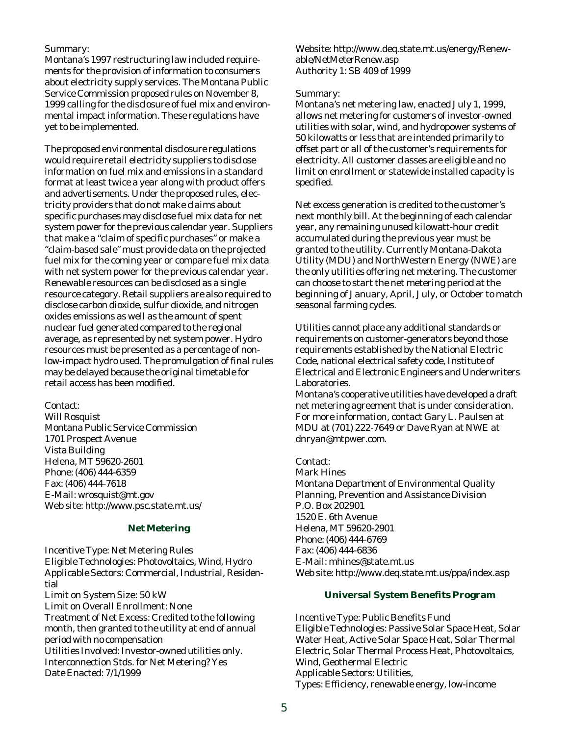Summary:
Montana's 1997 restructuring law included requirements for the provision of information to consumers about electricity supply services. The Montana Public Service Commission proposed rules on November 8, 1999 calling for the disclosure of fuel mix and environmental impact information. These regulations have yet to be implemented.

The proposed environmental disclosure regulations would require retail electricity suppliers to disclose information on fuel mix and emissions in a standard format at least twice a year along with product offers and advertisements. Under the proposed rules, electricity providers that do not make claims about specific purchases may disclose fuel mix data for net system power for the previous calendar year. Suppliers that make a "claim of specific purchases" or make a "claim-based sale" must provide data on the projected fuel mix for the coming year or compare fuel mix data with net system power for the previous calendar year. Renewable resources can be disclosed as a single resource category. Retail suppliers are also required to disclose carbon dioxide, sulfur dioxide, and nitrogen oxides emissions as well as the amount of spent nuclear fuel generated compared to the regional average, as represented by net system power. Hydro resources must be presented as a percentage of non-low-impact hydro used. The promulgation of final rules may be delayed because the original timetable for retail access has been modified.

Contact:
Will Rosquist
Montana Public Service Commission
1701 Prospect Avenue
Vista Building
Helena, MT 59620-2601
Phone: (406) 444-6359
Fax: (406) 444-7618
E-Mail: wrosquist@mt.gov
Web site: http://www.psc.state.mt.us/

## Net Metering

Incentive Type: Net Metering Rules
Eligible Technologies: Photovoltaics, Wind, Hydro
Applicable Sectors: Commercial, Industrial, Residential
Limit on System Size: 50 kW
Limit on Overall Enrollment: None
Treatment of Net Excess: Credited to the following month, then granted to the utility at end of annual period with no compensation
Utilities Involved: Investor-owned utilities only.
Interconnection Stds. for Net Metering? Yes
Date Enacted: 7/1/1999
Website: http://www.deq.state.mt.us/energy/Renewable/NetMeterRenew.asp
Authority 1: SB 409 of 1999

Summary:
Montana's net metering law, enacted July 1, 1999, allows net metering for customers of investor-owned utilities with solar, wind, and hydropower systems of 50 kilowatts or less that are intended primarily to offset part or all of the customer's requirements for electricity. All customer classes are eligible and no limit on enrollment or statewide installed capacity is specified.

Net excess generation is credited to the customer's next monthly bill. At the beginning of each calendar year, any remaining unused kilowatt-hour credit accumulated during the previous year must be granted to the utility. Currently Montana-Dakota Utility (MDU) and NorthWestern Energy (NWE) are the only utilities offering net metering. The customer can choose to start the net metering period at the beginning of January, April, July, or October to match seasonal farming cycles.

Utilities cannot place any additional standards or requirements on customer-generators beyond those requirements established by the National Electric Code, national electrical safety code, Institute of Electrical and Electronic Engineers and Underwriters Laboratories.
Montana's cooperative utilities have developed a draft net metering agreement that is under consideration. For more information, contact Gary L. Paulsen at MDU at (701) 222-7649 or Dave Ryan at NWE at dnryan@mtpwer.com.

Contact:
Mark Hines
Montana Department of Environmental Quality
Planning, Prevention and Assistance Division
P.O. Box 202901
1520 E. 6th Avenue
Helena, MT 59620-2901
Phone: (406) 444-6769
Fax: (406) 444-6836
E-Mail: mhines@state.mt.us
Web site: http://www.deq.state.mt.us/ppa/index.asp

## Universal System Benefits Program

Incentive Type: Public Benefits Fund
Eligible Technologies: Passive Solar Space Heat, Solar Water Heat, Active Solar Space Heat, Solar Thermal Electric, Solar Thermal Process Heat, Photovoltaics, Wind, Geothermal Electric
Applicable Sectors: Utilities,
Types: Efficiency, renewable energy, low-income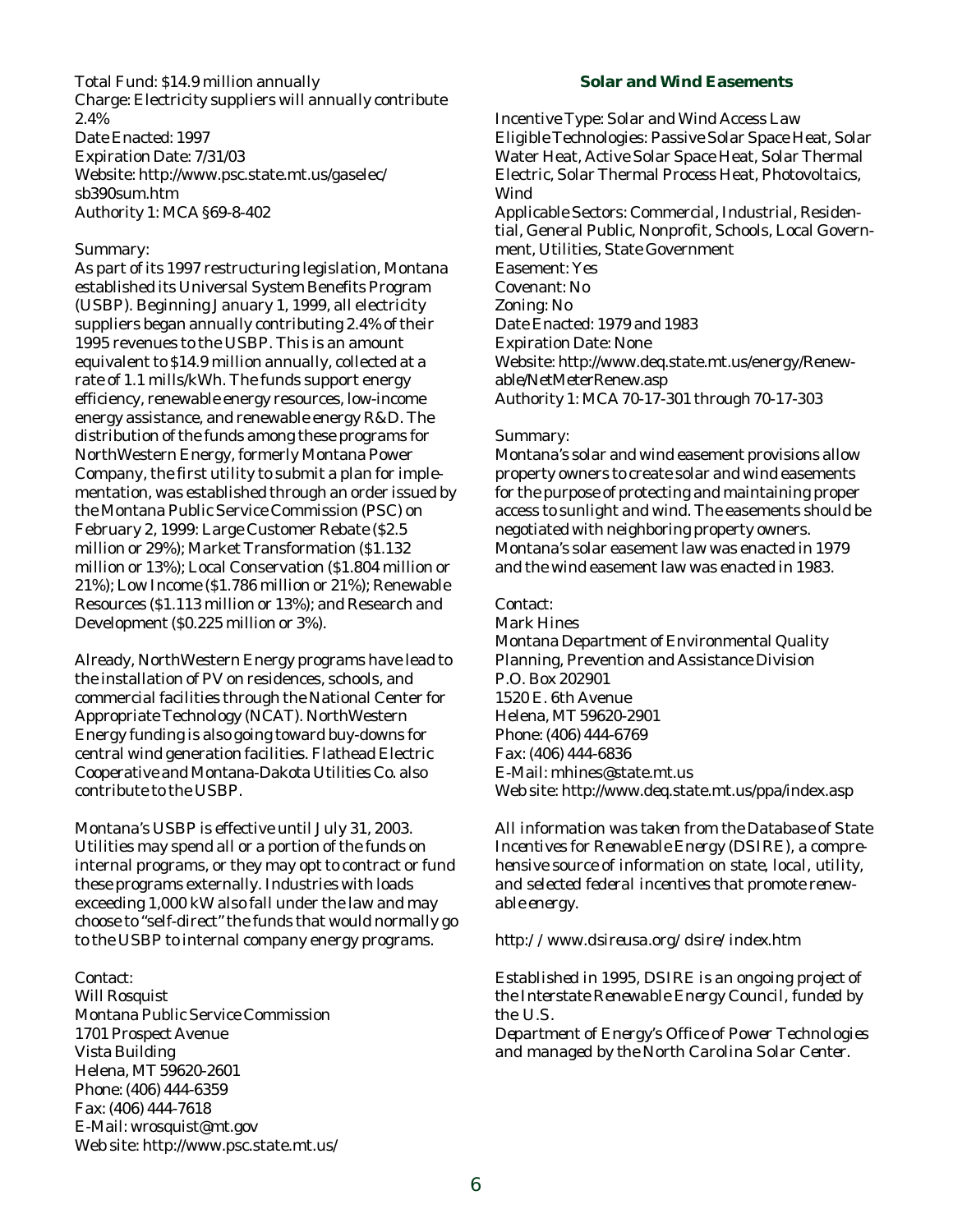Total Fund: $14.9 million annually
Charge: Electricity suppliers will annually contribute 2.4%
Date Enacted: 1997
Expiration Date: 7/31/03
Website: http://www.psc.state.mt.us/gaselec/sb390sum.htm
Authority 1: MCA §69-8-402

Summary:
As part of its 1997 restructuring legislation, Montana established its Universal System Benefits Program (USBP). Beginning January 1, 1999, all electricity suppliers began annually contributing 2.4% of their 1995 revenues to the USBP. This is an amount equivalent to $14.9 million annually, collected at a rate of 1.1 mills/kWh. The funds support energy efficiency, renewable energy resources, low-income energy assistance, and renewable energy R&D. The distribution of the funds among these programs for NorthWestern Energy, formerly Montana Power Company, the first utility to submit a plan for implementation, was established through an order issued by the Montana Public Service Commission (PSC) on February 2, 1999: Large Customer Rebate ($2.5 million or 29%); Market Transformation ($1.132 million or 13%); Local Conservation ($1.804 million or 21%); Low Income ($1.786 million or 21%); Renewable Resources ($1.113 million or 13%); and Research and Development ($0.225 million or 3%).

Already, NorthWestern Energy programs have lead to the installation of PV on residences, schools, and commercial facilities through the National Center for Appropriate Technology (NCAT). NorthWestern Energy funding is also going toward buy-downs for central wind generation facilities. Flathead Electric Cooperative and Montana-Dakota Utilities Co. also contribute to the USBP.

Montana's USBP is effective until July 31, 2003. Utilities may spend all or a portion of the funds on internal programs, or they may opt to contract or fund these programs externally. Industries with loads exceeding 1,000 kW also fall under the law and may choose to "self-direct" the funds that would normally go to the USBP to internal company energy programs.

Contact:
Will Rosquist
Montana Public Service Commission
1701 Prospect Avenue
Vista Building
Helena, MT 59620-2601
Phone: (406) 444-6359
Fax: (406) 444-7618
E-Mail: wrosquist@mt.gov
Web site: http://www.psc.state.mt.us/

### Solar and Wind Easements

Incentive Type: Solar and Wind Access Law
Eligible Technologies: Passive Solar Space Heat, Solar Water Heat, Active Solar Space Heat, Solar Thermal Electric, Solar Thermal Process Heat, Photovoltaics, Wind
Applicable Sectors: Commercial, Industrial, Residential, General Public, Nonprofit, Schools, Local Government, Utilities, State Government
Easement: Yes
Covenant: No
Zoning: No
Date Enacted: 1979 and 1983
Expiration Date: None
Website: http://www.deq.state.mt.us/energy/Renewable/NetMeterRenew.asp
Authority 1: MCA 70-17-301 through 70-17-303

Summary:
Montana's solar and wind easement provisions allow property owners to create solar and wind easements for the purpose of protecting and maintaining proper access to sunlight and wind. The easements should be negotiated with neighboring property owners. Montana's solar easement law was enacted in 1979 and the wind easement law was enacted in 1983.

Contact:
Mark Hines
Montana Department of Environmental Quality
Planning, Prevention and Assistance Division
P.O. Box 202901
1520 E. 6th Avenue
Helena, MT 59620-2901
Phone: (406) 444-6769
Fax: (406) 444-6836
E-Mail: mhines@state.mt.us
Web site: http://www.deq.state.mt.us/ppa/index.asp

*All information was taken from the Database of State Incentives for Renewable Energy (DSIRE), a comprehensive source of information on state, local, utility, and selected federal incentives that promote renewable energy.*

*http://www.dsireusa.org/dsire/index.htm*

*Established in 1995, DSIRE is an ongoing project of the Interstate Renewable Energy Council, funded by the U.S.*
*Department of Energy's Office of Power Technologies and managed by the North Carolina Solar Center.*